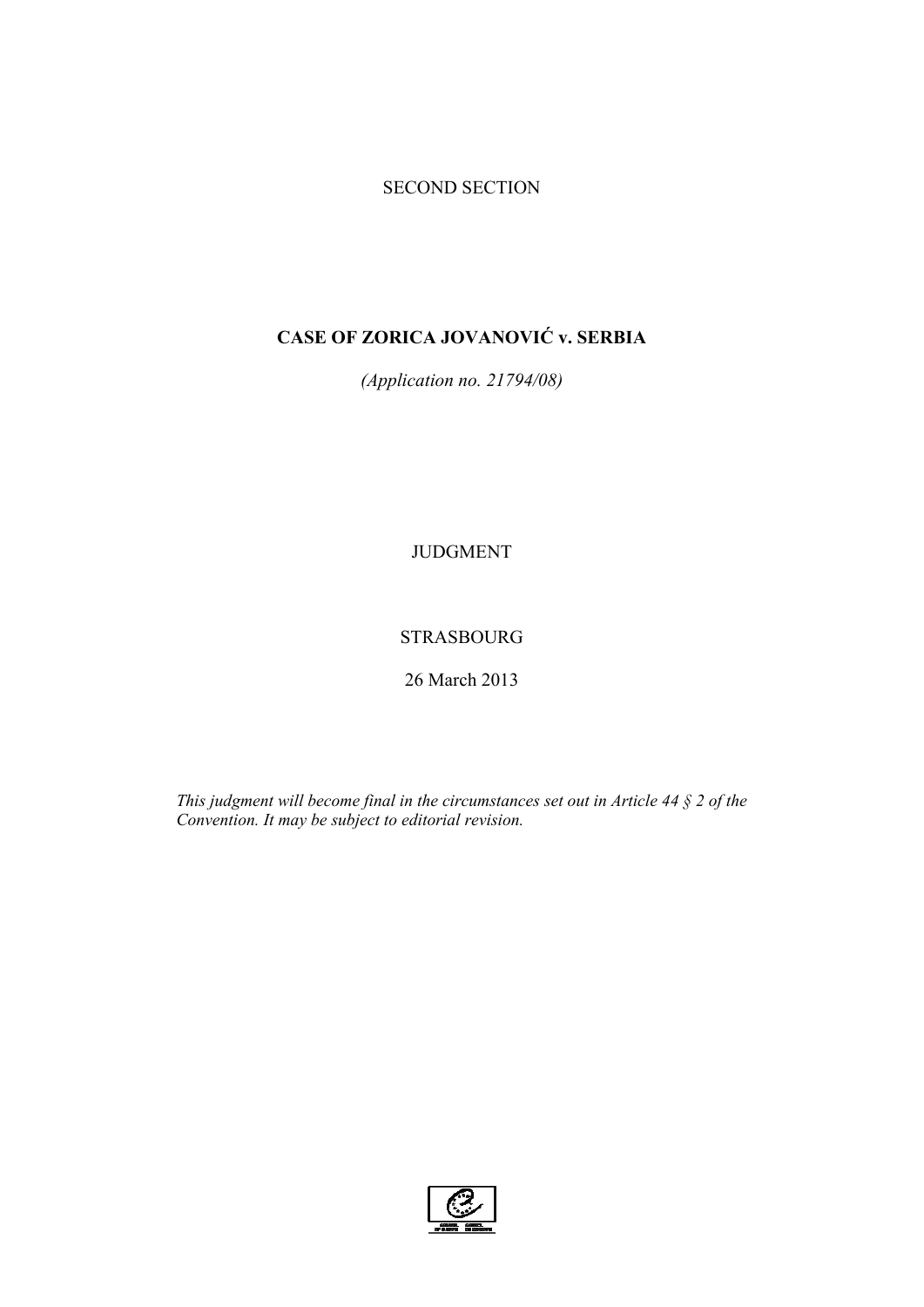SECOND SECTION

# CASE OF ZORICA JOVANOVIĆ v. SERBIA

*(Application no. 21794/08)*

JUDGMENT

STRASBOURG

26 March 2013

*This judgment will become final in the circumstances set out in Article 44 § 2 of the Convention. It may be subject to editorial revision.*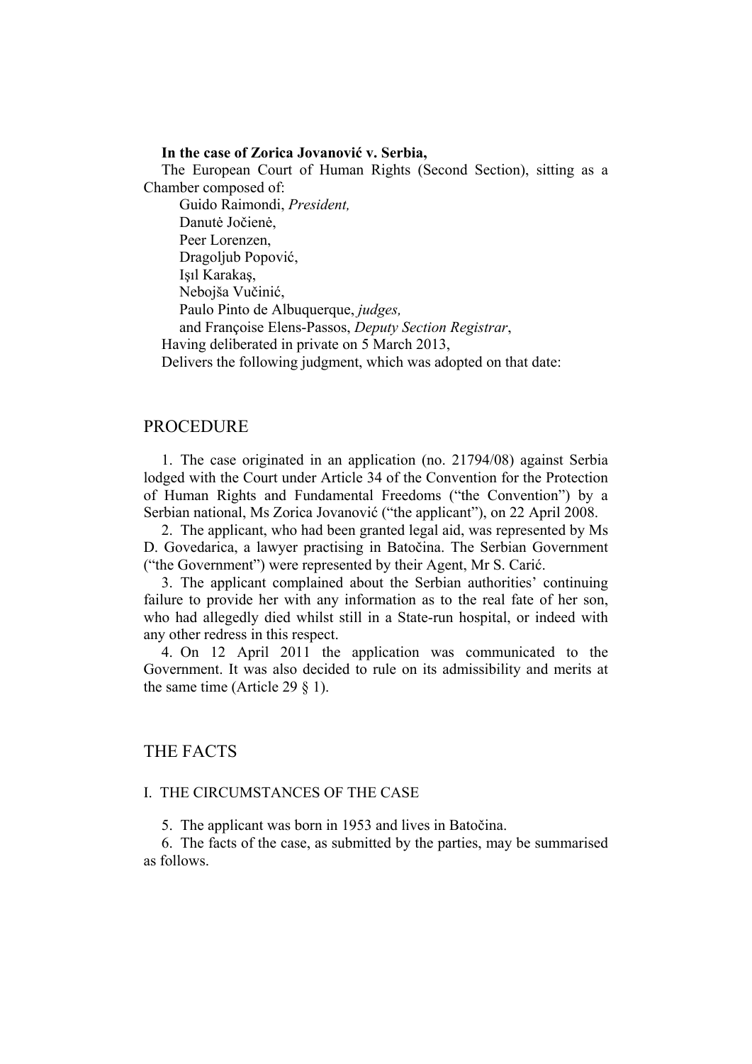**In the case of Zorica Jovanović v. Serbia,**

The European Court of Human Rights (Second Section), sitting as a Chamber composed of:

Guido Raimondi, *President,*
Danutė Jočienė,
Peer Lorenzen,
Dragoljub Popović,
Işıl Karakaş,
Nebojša Vučinić,
Paulo Pinto de Albuquerque, *judges,*
and Françoise Elens-Passos, *Deputy Section Registrar*,

Having deliberated in private on 5 March 2013,

Delivers the following judgment, which was adopted on that date:

# PROCEDURE

1. The case originated in an application (no. 21794/08) against Serbia lodged with the Court under Article 34 of the Convention for the Protection of Human Rights and Fundamental Freedoms ("the Convention") by a Serbian national, Ms Zorica Jovanović ("the applicant"), on 22 April 2008.

2. The applicant, who had been granted legal aid, was represented by Ms D. Govedarica, a lawyer practising in Batočina. The Serbian Government ("the Government") were represented by their Agent, Mr S. Carić.

3. The applicant complained about the Serbian authorities' continuing failure to provide her with any information as to the real fate of her son, who had allegedly died whilst still in a State-run hospital, or indeed with any other redress in this respect.

4. On 12 April 2011 the application was communicated to the Government. It was also decided to rule on its admissibility and merits at the same time (Article 29 § 1).

# THE FACTS

## I. THE CIRCUMSTANCES OF THE CASE

5. The applicant was born in 1953 and lives in Batočina.

6. The facts of the case, as submitted by the parties, may be summarised as follows.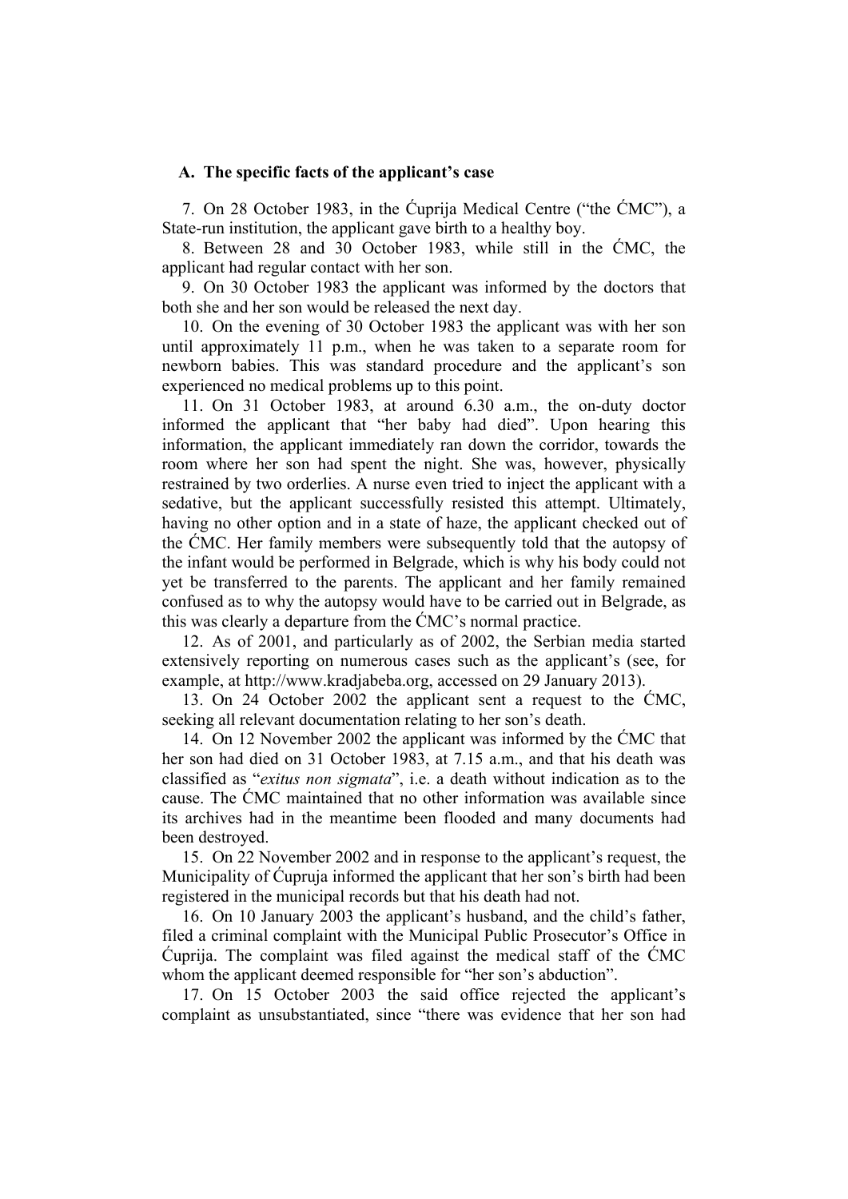### A. The specific facts of the applicant's case

7. On 28 October 1983, in the Ćuprija Medical Centre ("the ĆMC"), a State-run institution, the applicant gave birth to a healthy boy.

8. Between 28 and 30 October 1983, while still in the ĆMC, the applicant had regular contact with her son.

9. On 30 October 1983 the applicant was informed by the doctors that both she and her son would be released the next day.

10. On the evening of 30 October 1983 the applicant was with her son until approximately 11 p.m., when he was taken to a separate room for newborn babies. This was standard procedure and the applicant's son experienced no medical problems up to this point.

11. On 31 October 1983, at around 6.30 a.m., the on-duty doctor informed the applicant that "her baby had died". Upon hearing this information, the applicant immediately ran down the corridor, towards the room where her son had spent the night. She was, however, physically restrained by two orderlies. A nurse even tried to inject the applicant with a sedative, but the applicant successfully resisted this attempt. Ultimately, having no other option and in a state of haze, the applicant checked out of the ĆMC. Her family members were subsequently told that the autopsy of the infant would be performed in Belgrade, which is why his body could not yet be transferred to the parents. The applicant and her family remained confused as to why the autopsy would have to be carried out in Belgrade, as this was clearly a departure from the ĆMC's normal practice.

12. As of 2001, and particularly as of 2002, the Serbian media started extensively reporting on numerous cases such as the applicant's (see, for example, at http://www.kradjabeba.org, accessed on 29 January 2013).

13. On 24 October 2002 the applicant sent a request to the ĆMC, seeking all relevant documentation relating to her son's death.

14. On 12 November 2002 the applicant was informed by the ĆMC that her son had died on 31 October 1983, at 7.15 a.m., and that his death was classified as "*exitus non sigmata*", i.e. a death without indication as to the cause. The ĆMC maintained that no other information was available since its archives had in the meantime been flooded and many documents had been destroyed.

15. On 22 November 2002 and in response to the applicant's request, the Municipality of Ćupruja informed the applicant that her son's birth had been registered in the municipal records but that his death had not.

16. On 10 January 2003 the applicant's husband, and the child's father, filed a criminal complaint with the Municipal Public Prosecutor's Office in Ćuprija. The complaint was filed against the medical staff of the ĆMC whom the applicant deemed responsible for "her son's abduction".

17. On 15 October 2003 the said office rejected the applicant's complaint as unsubstantiated, since "there was evidence that her son had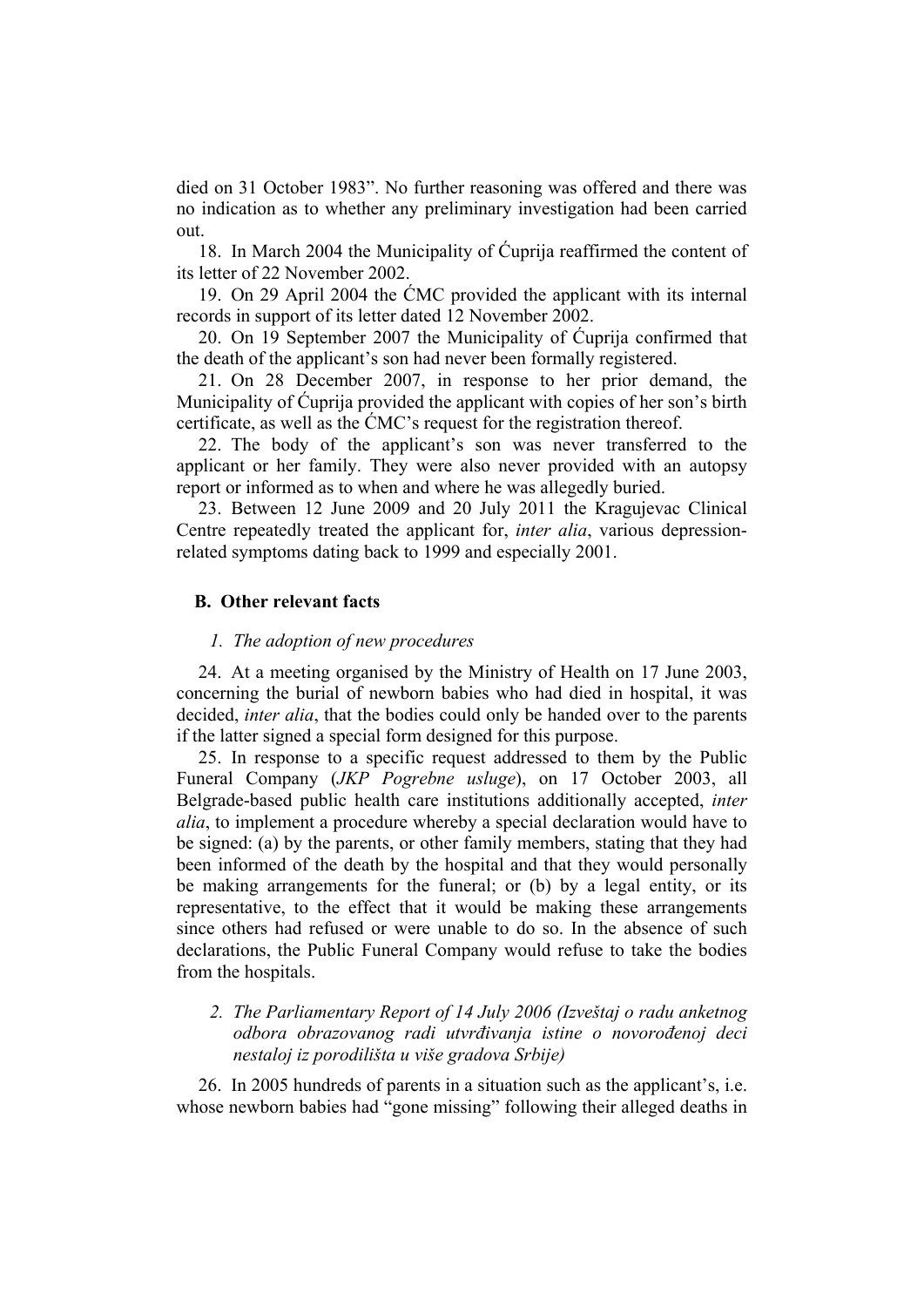died on 31 October 1983". No further reasoning was offered and there was no indication as to whether any preliminary investigation had been carried out.

18. In March 2004 the Municipality of Ćuprija reaffirmed the content of its letter of 22 November 2002.

19. On 29 April 2004 the ĆMC provided the applicant with its internal records in support of its letter dated 12 November 2002.

20. On 19 September 2007 the Municipality of Ćuprija confirmed that the death of the applicant's son had never been formally registered.

21. On 28 December 2007, in response to her prior demand, the Municipality of Ćuprija provided the applicant with copies of her son's birth certificate, as well as the ĆMC's request for the registration thereof.

22. The body of the applicant's son was never transferred to the applicant or her family. They were also never provided with an autopsy report or informed as to when and where he was allegedly buried.

23. Between 12 June 2009 and 20 July 2011 the Kragujevac Clinical Centre repeatedly treated the applicant for, *inter alia*, various depression-related symptoms dating back to 1999 and especially 2001.

## B. Other relevant facts

### *1. The adoption of new procedures*

24. At a meeting organised by the Ministry of Health on 17 June 2003, concerning the burial of newborn babies who had died in hospital, it was decided, *inter alia*, that the bodies could only be handed over to the parents if the latter signed a special form designed for this purpose.

25. In response to a specific request addressed to them by the Public Funeral Company (*JKP Pogrebne usluge*), on 17 October 2003, all Belgrade-based public health care institutions additionally accepted, *inter alia*, to implement a procedure whereby a special declaration would have to be signed: (a) by the parents, or other family members, stating that they had been informed of the death by the hospital and that they would personally be making arrangements for the funeral; or (b) by a legal entity, or its representative, to the effect that it would be making these arrangements since others had refused or were unable to do so. In the absence of such declarations, the Public Funeral Company would refuse to take the bodies from the hospitals.

### *2. The Parliamentary Report of 14 July 2006 (Izveštaj o radu anketnog odbora obrazovanog radi utvrđivanja istine o novorođenoj deci nestaloj iz porodilišta u više gradova Srbije)*

26. In 2005 hundreds of parents in a situation such as the applicant's, i.e. whose newborn babies had "gone missing" following their alleged deaths in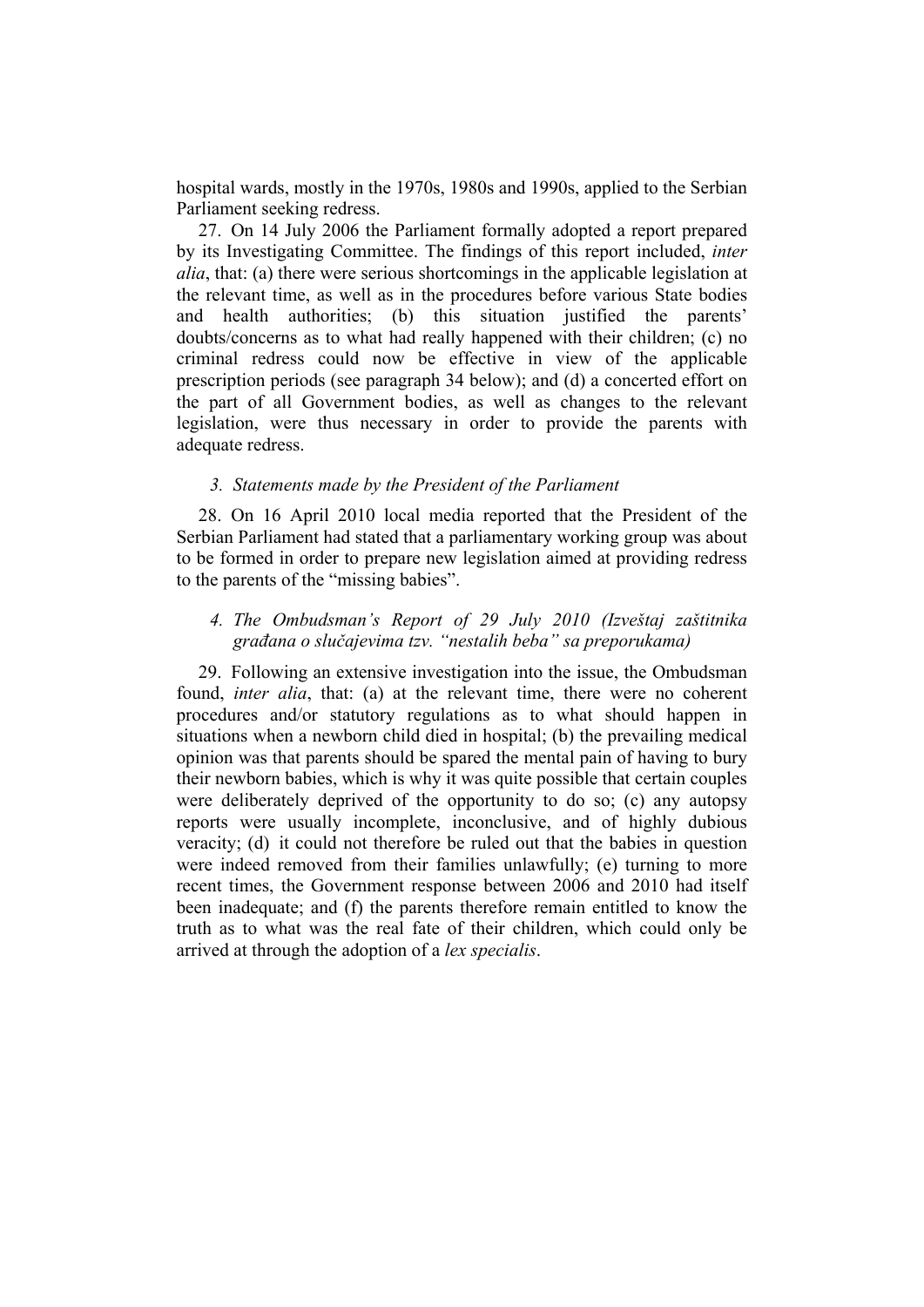hospital wards, mostly in the 1970s, 1980s and 1990s, applied to the Serbian Parliament seeking redress.

27. On 14 July 2006 the Parliament formally adopted a report prepared by its Investigating Committee. The findings of this report included, *inter alia*, that: (a) there were serious shortcomings in the applicable legislation at the relevant time, as well as in the procedures before various State bodies and health authorities; (b) this situation justified the parents' doubts/concerns as to what had really happened with their children; (c) no criminal redress could now be effective in view of the applicable prescription periods (see paragraph 34 below); and (d) a concerted effort on the part of all Government bodies, as well as changes to the relevant legislation, were thus necessary in order to provide the parents with adequate redress.

### *3. Statements made by the President of the Parliament*

28. On 16 April 2010 local media reported that the President of the Serbian Parliament had stated that a parliamentary working group was about to be formed in order to prepare new legislation aimed at providing redress to the parents of the "missing babies".

### *4. The Ombudsman's Report of 29 July 2010 (Izveštaj zaštitnika građana o slučajevima tzv. "nestalih beba" sa preporukama)*

29. Following an extensive investigation into the issue, the Ombudsman found, *inter alia*, that: (a) at the relevant time, there were no coherent procedures and/or statutory regulations as to what should happen in situations when a newborn child died in hospital; (b) the prevailing medical opinion was that parents should be spared the mental pain of having to bury their newborn babies, which is why it was quite possible that certain couples were deliberately deprived of the opportunity to do so; (c) any autopsy reports were usually incomplete, inconclusive, and of highly dubious veracity; (d) it could not therefore be ruled out that the babies in question were indeed removed from their families unlawfully; (e) turning to more recent times, the Government response between 2006 and 2010 had itself been inadequate; and (f) the parents therefore remain entitled to know the truth as to what was the real fate of their children, which could only be arrived at through the adoption of a *lex specialis*.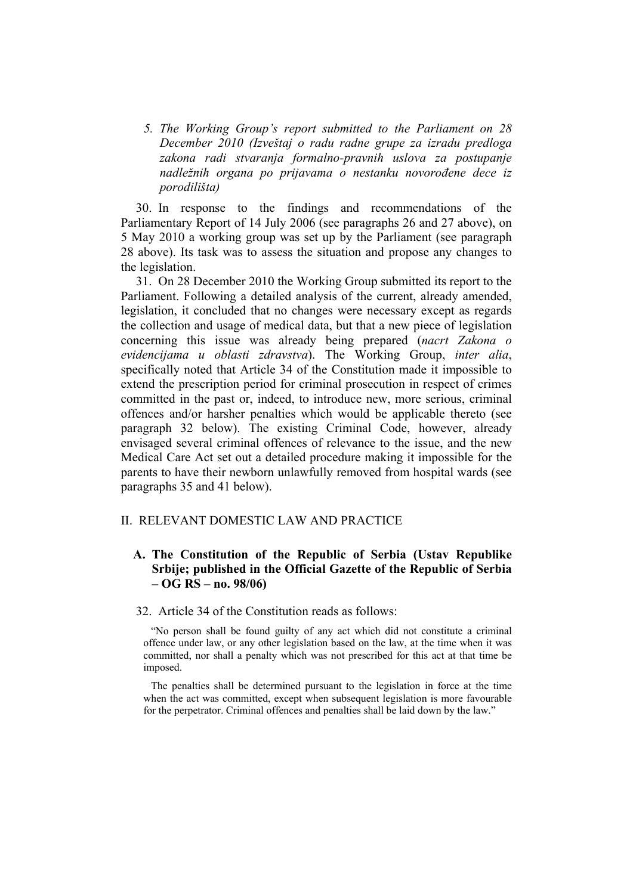*5. The Working Group's report submitted to the Parliament on 28 December 2010 (Izveštaj o radu radne grupe za izradu predloga zakona radi stvaranja formalno-pravnih uslova za postupanje nadležnih organa po prijavama o nestanku novorođene dece iz porodilišta)*

30. In response to the findings and recommendations of the Parliamentary Report of 14 July 2006 (see paragraphs 26 and 27 above), on 5 May 2010 a working group was set up by the Parliament (see paragraph 28 above). Its task was to assess the situation and propose any changes to the legislation.

31. On 28 December 2010 the Working Group submitted its report to the Parliament. Following a detailed analysis of the current, already amended, legislation, it concluded that no changes were necessary except as regards the collection and usage of medical data, but that a new piece of legislation concerning this issue was already being prepared (*nacrt Zakona o evidencijama u oblasti zdravstva*). The Working Group, *inter alia*, specifically noted that Article 34 of the Constitution made it impossible to extend the prescription period for criminal prosecution in respect of crimes committed in the past or, indeed, to introduce new, more serious, criminal offences and/or harsher penalties which would be applicable thereto (see paragraph 32 below). The existing Criminal Code, however, already envisaged several criminal offences of relevance to the issue, and the new Medical Care Act set out a detailed procedure making it impossible for the parents to have their newborn unlawfully removed from hospital wards (see paragraphs 35 and 41 below).

## II. RELEVANT DOMESTIC LAW AND PRACTICE

### A. The Constitution of the Republic of Serbia (Ustav Republike Srbije; published in the Official Gazette of the Republic of Serbia – OG RS – no. 98/06)

32. Article 34 of the Constitution reads as follows:

> "No person shall be found guilty of any act which did not constitute a criminal offence under law, or any other legislation based on the law, at the time when it was committed, nor shall a penalty which was not prescribed for this act at that time be imposed.
>
> The penalties shall be determined pursuant to the legislation in force at the time when the act was committed, except when subsequent legislation is more favourable for the perpetrator. Criminal offences and penalties shall be laid down by the law."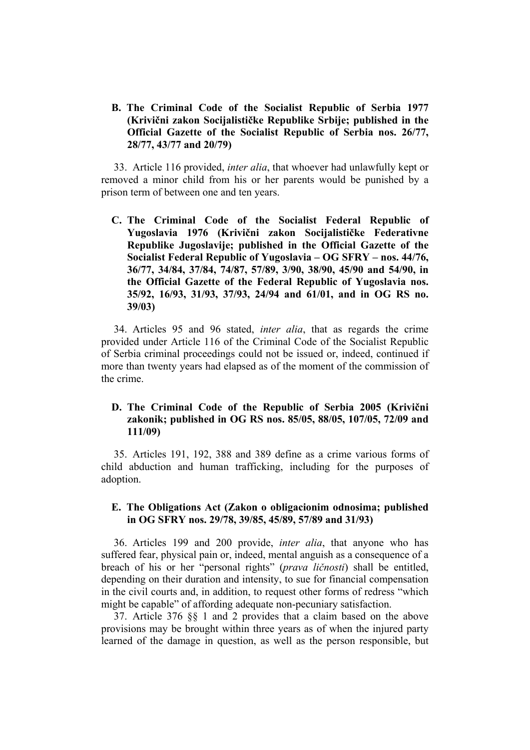### B. The Criminal Code of the Socialist Republic of Serbia 1977 (Krivični zakon Socijalističke Republike Srbije; published in the Official Gazette of the Socialist Republic of Serbia nos. 26/77, 28/77, 43/77 and 20/79)

33. Article 116 provided, *inter alia*, that whoever had unlawfully kept or removed a minor child from his or her parents would be punished by a prison term of between one and ten years.

### C. The Criminal Code of the Socialist Federal Republic of Yugoslavia 1976 (Krivični zakon Socijalističke Federativne Republike Jugoslavije; published in the Official Gazette of the Socialist Federal Republic of Yugoslavia – OG SFRY – nos. 44/76, 36/77, 34/84, 37/84, 74/87, 57/89, 3/90, 38/90, 45/90 and 54/90, in the Official Gazette of the Federal Republic of Yugoslavia nos. 35/92, 16/93, 31/93, 37/93, 24/94 and 61/01, and in OG RS no. 39/03)

34. Articles 95 and 96 stated, *inter alia*, that as regards the crime provided under Article 116 of the Criminal Code of the Socialist Republic of Serbia criminal proceedings could not be issued or, indeed, continued if more than twenty years had elapsed as of the moment of the commission of the crime.

### D. The Criminal Code of the Republic of Serbia 2005 (Krivični zakonik; published in OG RS nos. 85/05, 88/05, 107/05, 72/09 and 111/09)

35. Articles 191, 192, 388 and 389 define as a crime various forms of child abduction and human trafficking, including for the purposes of adoption.

### E. The Obligations Act (Zakon o obligacionim odnosima; published in OG SFRY nos. 29/78, 39/85, 45/89, 57/89 and 31/93)

36. Articles 199 and 200 provide, *inter alia*, that anyone who has suffered fear, physical pain or, indeed, mental anguish as a consequence of a breach of his or her "personal rights" (*prava ličnosti*) shall be entitled, depending on their duration and intensity, to sue for financial compensation in the civil courts and, in addition, to request other forms of redress "which might be capable" of affording adequate non-pecuniary satisfaction.

37. Article 376 §§ 1 and 2 provides that a claim based on the above provisions may be brought within three years as of when the injured party learned of the damage in question, as well as the person responsible, but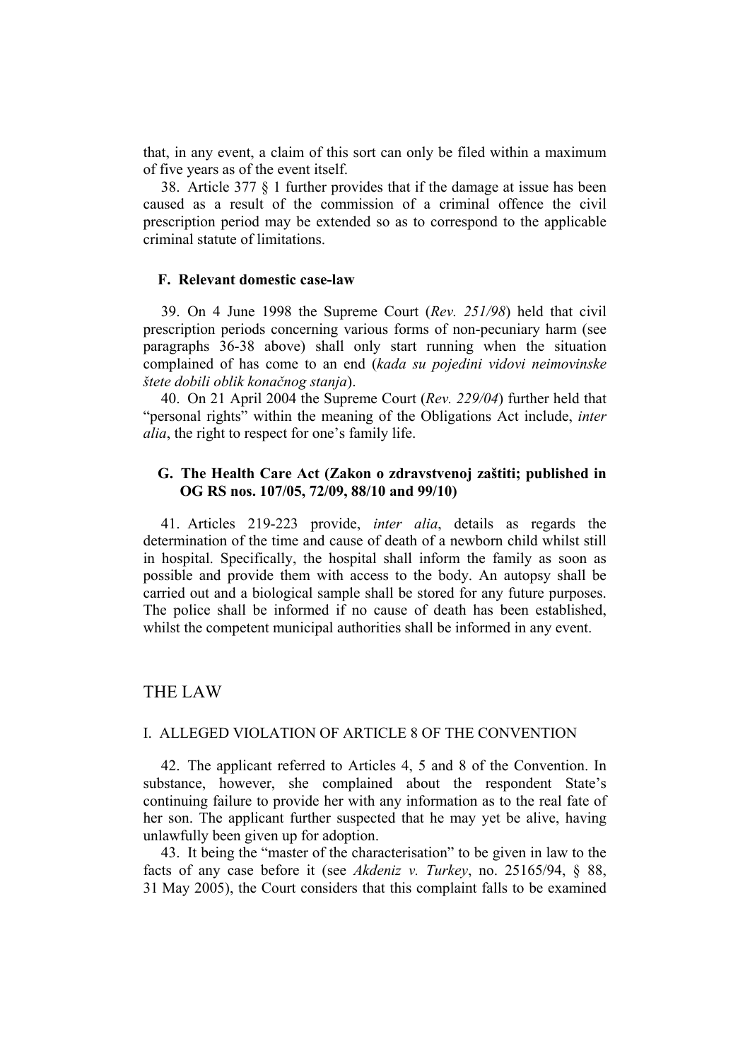that, in any event, a claim of this sort can only be filed within a maximum of five years as of the event itself.

38. Article 377 § 1 further provides that if the damage at issue has been caused as a result of the commission of a criminal offence the civil prescription period may be extended so as to correspond to the applicable criminal statute of limitations.

### F. Relevant domestic case-law

39. On 4 June 1998 the Supreme Court (*Rev. 251/98*) held that civil prescription periods concerning various forms of non-pecuniary harm (see paragraphs 36-38 above) shall only start running when the situation complained of has come to an end (*kada su pojedini vidovi neimovinske štete dobili oblik konačnog stanja*).

40. On 21 April 2004 the Supreme Court (*Rev. 229/04*) further held that "personal rights" within the meaning of the Obligations Act include, *inter alia*, the right to respect for one's family life.

### G. The Health Care Act (Zakon o zdravstvenoj zaštiti; published in OG RS nos. 107/05, 72/09, 88/10 and 99/10)

41. Articles 219-223 provide, *inter alia*, details as regards the determination of the time and cause of death of a newborn child whilst still in hospital. Specifically, the hospital shall inform the family as soon as possible and provide them with access to the body. An autopsy shall be carried out and a biological sample shall be stored for any future purposes. The police shall be informed if no cause of death has been established, whilst the competent municipal authorities shall be informed in any event.

# THE LAW

## I. ALLEGED VIOLATION OF ARTICLE 8 OF THE CONVENTION

42. The applicant referred to Articles 4, 5 and 8 of the Convention. In substance, however, she complained about the respondent State's continuing failure to provide her with any information as to the real fate of her son. The applicant further suspected that he may yet be alive, having unlawfully been given up for adoption.

43. It being the "master of the characterisation" to be given in law to the facts of any case before it (see *Akdeniz v. Turkey*, no. 25165/94, § 88, 31 May 2005), the Court considers that this complaint falls to be examined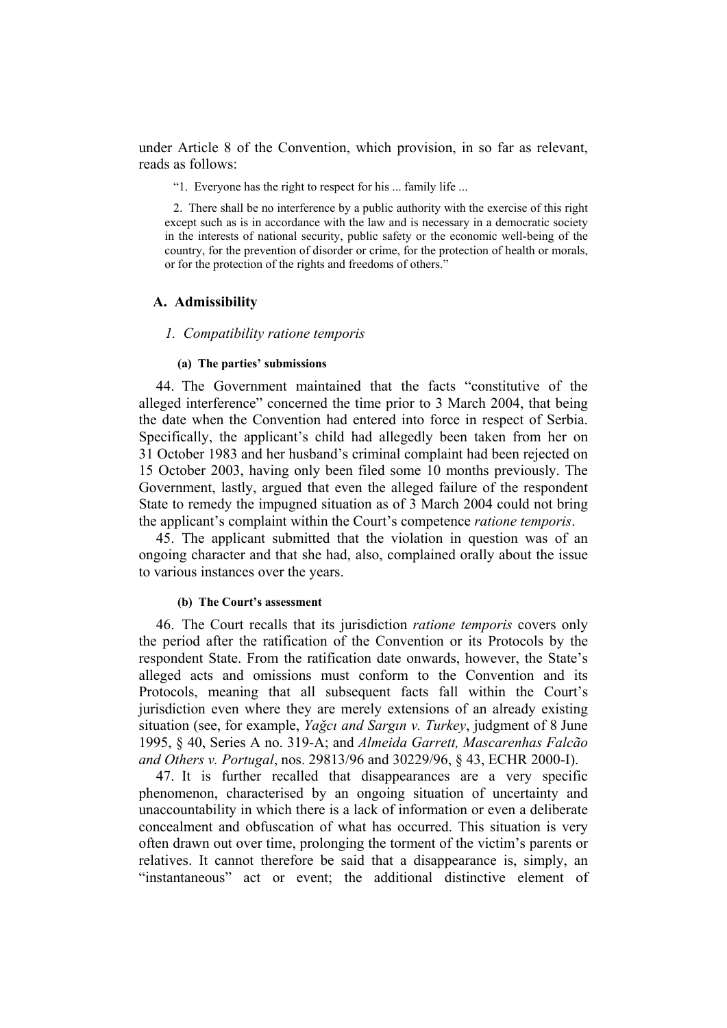under Article 8 of the Convention, which provision, in so far as relevant, reads as follows:

> "1. Everyone has the right to respect for his ... family life ...
>
> 2. There shall be no interference by a public authority with the exercise of this right except such as is in accordance with the law and is necessary in a democratic society in the interests of national security, public safety or the economic well-being of the country, for the prevention of disorder or crime, for the protection of health or morals, or for the protection of the rights and freedoms of others."

## A. Admissibility

### *1. Compatibility ratione temporis*

#### (a) The parties' submissions

44. The Government maintained that the facts "constitutive of the alleged interference" concerned the time prior to 3 March 2004, that being the date when the Convention had entered into force in respect of Serbia. Specifically, the applicant's child had allegedly been taken from her on 31 October 1983 and her husband's criminal complaint had been rejected on 15 October 2003, having only been filed some 10 months previously. The Government, lastly, argued that even the alleged failure of the respondent State to remedy the impugned situation as of 3 March 2004 could not bring the applicant's complaint within the Court's competence *ratione temporis*.

45. The applicant submitted that the violation in question was of an ongoing character and that she had, also, complained orally about the issue to various instances over the years.

#### (b) The Court's assessment

46. The Court recalls that its jurisdiction *ratione temporis* covers only the period after the ratification of the Convention or its Protocols by the respondent State. From the ratification date onwards, however, the State's alleged acts and omissions must conform to the Convention and its Protocols, meaning that all subsequent facts fall within the Court's jurisdiction even where they are merely extensions of an already existing situation (see, for example, *Yağcı and Sargın v. Turkey*, judgment of 8 June 1995, § 40, Series A no. 319-A; and *Almeida Garrett, Mascarenhas Falcão and Others v. Portugal*, nos. 29813/96 and 30229/96, § 43, ECHR 2000-I).

47. It is further recalled that disappearances are a very specific phenomenon, characterised by an ongoing situation of uncertainty and unaccountability in which there is a lack of information or even a deliberate concealment and obfuscation of what has occurred. This situation is very often drawn out over time, prolonging the torment of the victim's parents or relatives. It cannot therefore be said that a disappearance is, simply, an "instantaneous" act or event; the additional distinctive element of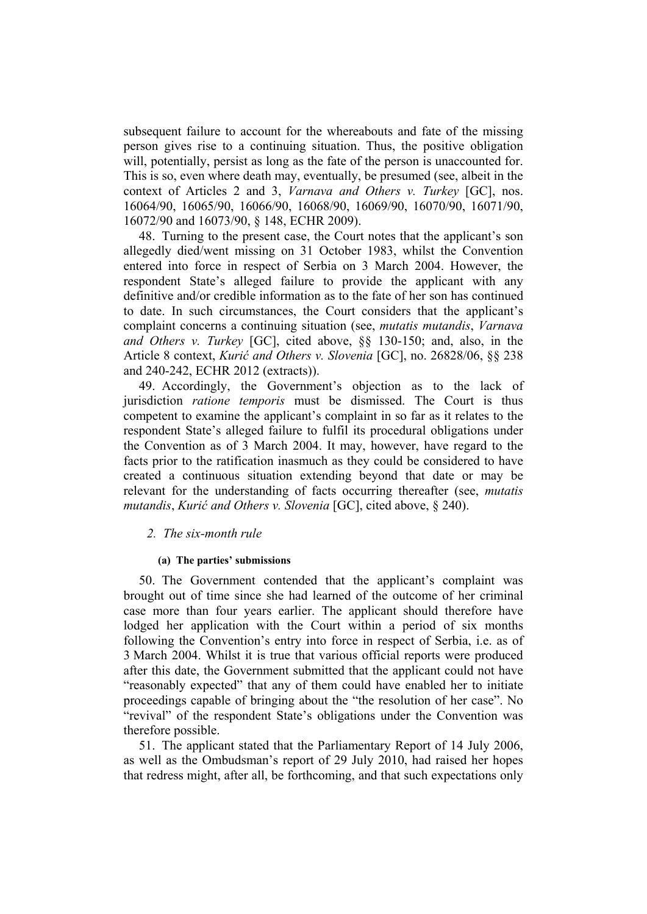subsequent failure to account for the whereabouts and fate of the missing person gives rise to a continuing situation. Thus, the positive obligation will, potentially, persist as long as the fate of the person is unaccounted for. This is so, even where death may, eventually, be presumed (see, albeit in the context of Articles 2 and 3, *Varnava and Others v. Turkey* [GC], nos. 16064/90, 16065/90, 16066/90, 16068/90, 16069/90, 16070/90, 16071/90, 16072/90 and 16073/90, § 148, ECHR 2009).

48. Turning to the present case, the Court notes that the applicant's son allegedly died/went missing on 31 October 1983, whilst the Convention entered into force in respect of Serbia on 3 March 2004. However, the respondent State's alleged failure to provide the applicant with any definitive and/or credible information as to the fate of her son has continued to date. In such circumstances, the Court considers that the applicant's complaint concerns a continuing situation (see, *mutatis mutandis*, *Varnava and Others v. Turkey* [GC], cited above, §§ 130-150; and, also, in the Article 8 context, *Kurić and Others v. Slovenia* [GC], no. 26828/06, §§ 238 and 240-242, ECHR 2012 (extracts)).

49. Accordingly, the Government's objection as to the lack of jurisdiction *ratione temporis* must be dismissed. The Court is thus competent to examine the applicant's complaint in so far as it relates to the respondent State's alleged failure to fulfil its procedural obligations under the Convention as of 3 March 2004. It may, however, have regard to the facts prior to the ratification inasmuch as they could be considered to have created a continuous situation extending beyond that date or may be relevant for the understanding of facts occurring thereafter (see, *mutatis mutandis*, *Kurić and Others v. Slovenia* [GC], cited above, § 240).

### *2. The six-month rule*

#### **(a) The parties' submissions**

50. The Government contended that the applicant's complaint was brought out of time since she had learned of the outcome of her criminal case more than four years earlier. The applicant should therefore have lodged her application with the Court within a period of six months following the Convention's entry into force in respect of Serbia, i.e. as of 3 March 2004. Whilst it is true that various official reports were produced after this date, the Government submitted that the applicant could not have "reasonably expected" that any of them could have enabled her to initiate proceedings capable of bringing about the "the resolution of her case". No "revival" of the respondent State's obligations under the Convention was therefore possible.

51. The applicant stated that the Parliamentary Report of 14 July 2006, as well as the Ombudsman's report of 29 July 2010, had raised her hopes that redress might, after all, be forthcoming, and that such expectations only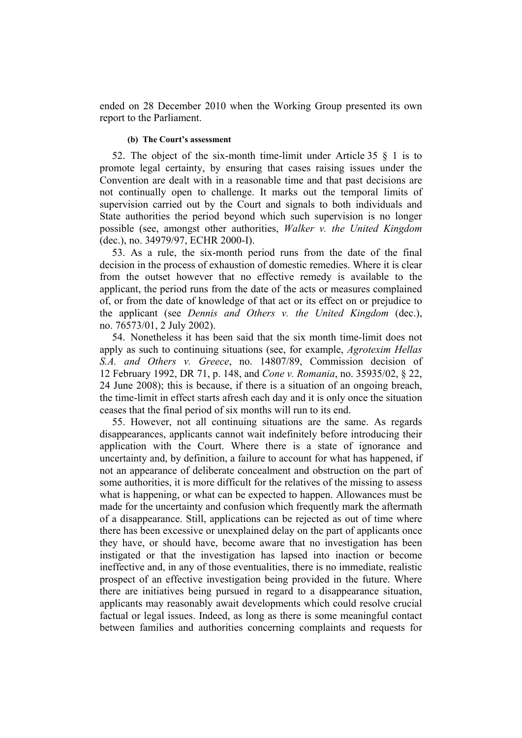ended on 28 December 2010 when the Working Group presented its own report to the Parliament.

#### (b) The Court's assessment

52. The object of the six-month time-limit under Article 35 § 1 is to promote legal certainty, by ensuring that cases raising issues under the Convention are dealt with in a reasonable time and that past decisions are not continually open to challenge. It marks out the temporal limits of supervision carried out by the Court and signals to both individuals and State authorities the period beyond which such supervision is no longer possible (see, amongst other authorities, *Walker v. the United Kingdom* (dec.), no. 34979/97, ECHR 2000-I).

53. As a rule, the six-month period runs from the date of the final decision in the process of exhaustion of domestic remedies. Where it is clear from the outset however that no effective remedy is available to the applicant, the period runs from the date of the acts or measures complained of, or from the date of knowledge of that act or its effect on or prejudice to the applicant (see *Dennis and Others v. the United Kingdom* (dec.), no. 76573/01, 2 July 2002).

54. Nonetheless it has been said that the six month time-limit does not apply as such to continuing situations (see, for example, *Agrotexim Hellas S.A. and Others v. Greece*, no. 14807/89, Commission decision of 12 February 1992, DR 71, p. 148, and *Cone v. Romania*, no. 35935/02, § 22, 24 June 2008); this is because, if there is a situation of an ongoing breach, the time-limit in effect starts afresh each day and it is only once the situation ceases that the final period of six months will run to its end.

55. However, not all continuing situations are the same. As regards disappearances, applicants cannot wait indefinitely before introducing their application with the Court. Where there is a state of ignorance and uncertainty and, by definition, a failure to account for what has happened, if not an appearance of deliberate concealment and obstruction on the part of some authorities, it is more difficult for the relatives of the missing to assess what is happening, or what can be expected to happen. Allowances must be made for the uncertainty and confusion which frequently mark the aftermath of a disappearance. Still, applications can be rejected as out of time where there has been excessive or unexplained delay on the part of applicants once they have, or should have, become aware that no investigation has been instigated or that the investigation has lapsed into inaction or become ineffective and, in any of those eventualities, there is no immediate, realistic prospect of an effective investigation being provided in the future. Where there are initiatives being pursued in regard to a disappearance situation, applicants may reasonably await developments which could resolve crucial factual or legal issues. Indeed, as long as there is some meaningful contact between families and authorities concerning complaints and requests for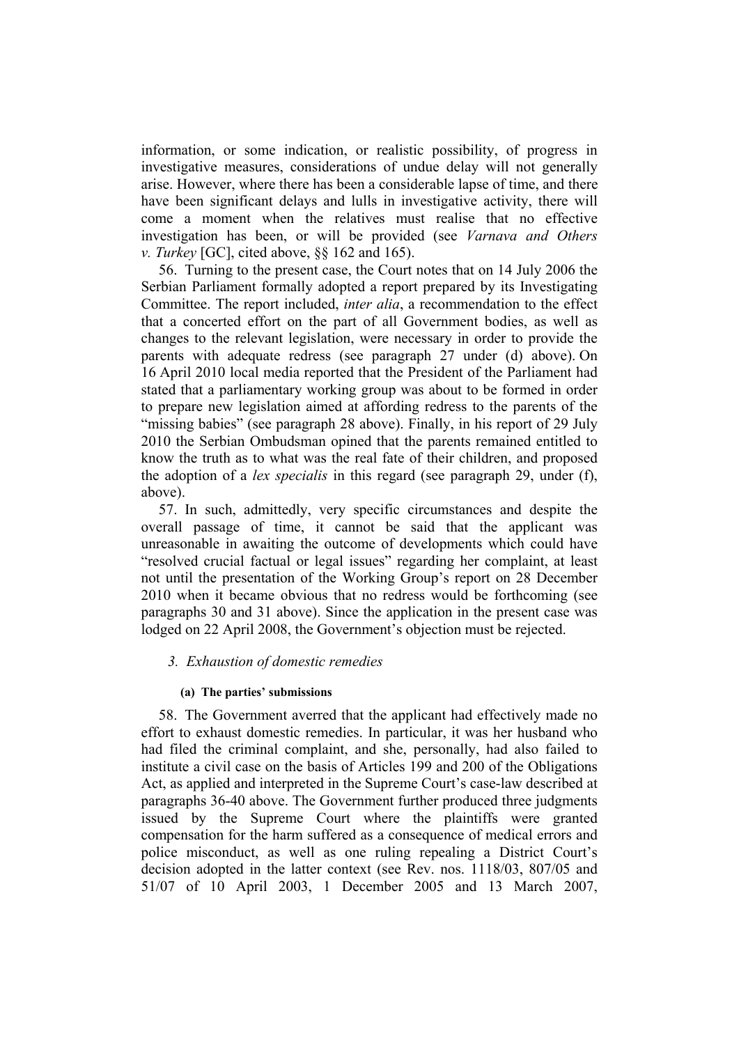information, or some indication, or realistic possibility, of progress in investigative measures, considerations of undue delay will not generally arise. However, where there has been a considerable lapse of time, and there have been significant delays and lulls in investigative activity, there will come a moment when the relatives must realise that no effective investigation has been, or will be provided (see *Varnava and Others v. Turkey* [GC], cited above, §§ 162 and 165).

56. Turning to the present case, the Court notes that on 14 July 2006 the Serbian Parliament formally adopted a report prepared by its Investigating Committee. The report included, *inter alia*, a recommendation to the effect that a concerted effort on the part of all Government bodies, as well as changes to the relevant legislation, were necessary in order to provide the parents with adequate redress (see paragraph 27 under (d) above). On 16 April 2010 local media reported that the President of the Parliament had stated that a parliamentary working group was about to be formed in order to prepare new legislation aimed at affording redress to the parents of the "missing babies" (see paragraph 28 above). Finally, in his report of 29 July 2010 the Serbian Ombudsman opined that the parents remained entitled to know the truth as to what was the real fate of their children, and proposed the adoption of a *lex specialis* in this regard (see paragraph 29, under (f), above).

57. In such, admittedly, very specific circumstances and despite the overall passage of time, it cannot be said that the applicant was unreasonable in awaiting the outcome of developments which could have "resolved crucial factual or legal issues" regarding her complaint, at least not until the presentation of the Working Group's report on 28 December 2010 when it became obvious that no redress would be forthcoming (see paragraphs 30 and 31 above). Since the application in the present case was lodged on 22 April 2008, the Government's objection must be rejected.

### 3. *Exhaustion of domestic remedies*

#### (a) The parties' submissions

58. The Government averred that the applicant had effectively made no effort to exhaust domestic remedies. In particular, it was her husband who had filed the criminal complaint, and she, personally, had also failed to institute a civil case on the basis of Articles 199 and 200 of the Obligations Act, as applied and interpreted in the Supreme Court's case-law described at paragraphs 36-40 above. The Government further produced three judgments issued by the Supreme Court where the plaintiffs were granted compensation for the harm suffered as a consequence of medical errors and police misconduct, as well as one ruling repealing a District Court's decision adopted in the latter context (see Rev. nos. 1118/03, 807/05 and 51/07 of 10 April 2003, 1 December 2005 and 13 March 2007,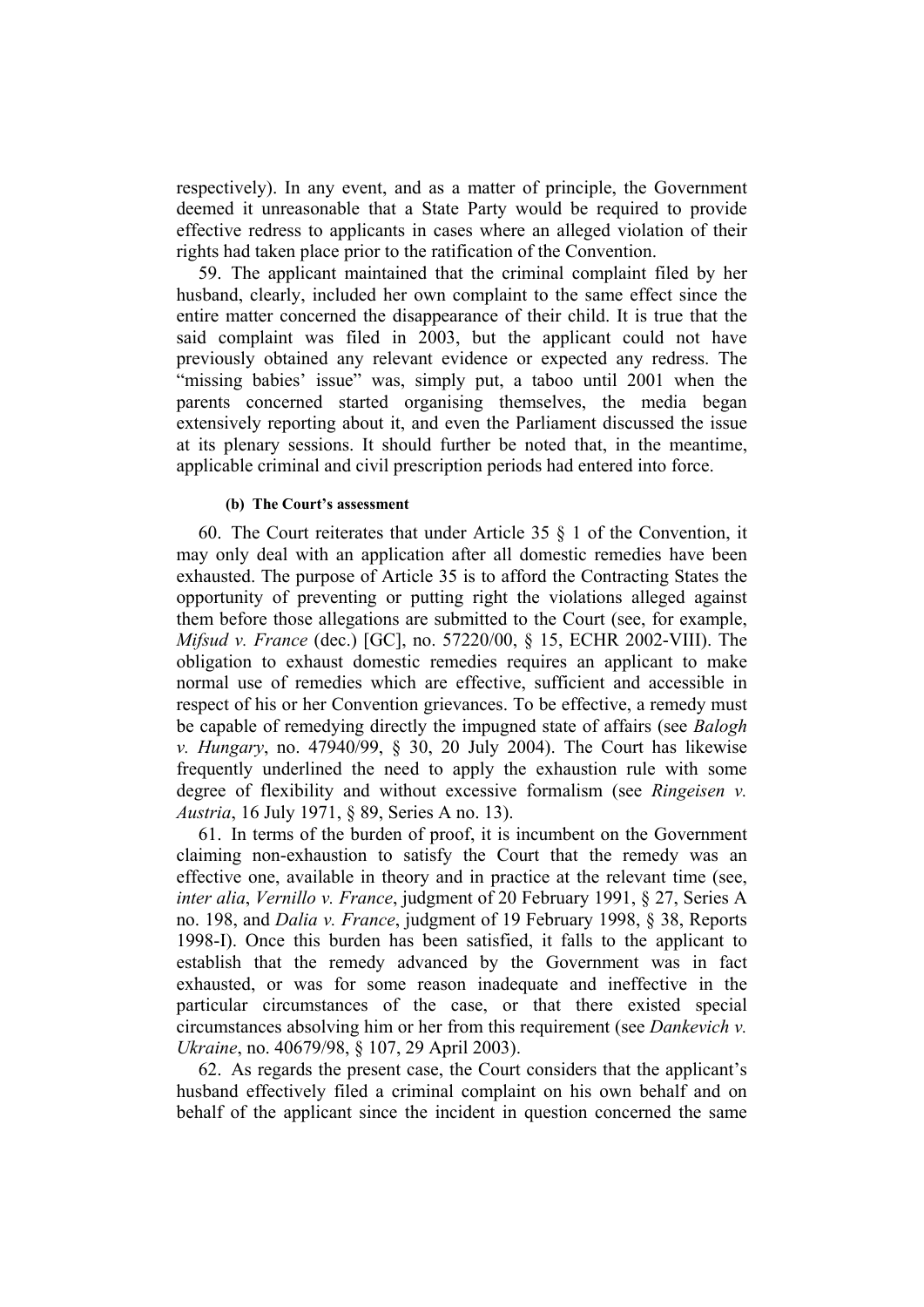respectively). In any event, and as a matter of principle, the Government deemed it unreasonable that a State Party would be required to provide effective redress to applicants in cases where an alleged violation of their rights had taken place prior to the ratification of the Convention.

59. The applicant maintained that the criminal complaint filed by her husband, clearly, included her own complaint to the same effect since the entire matter concerned the disappearance of their child. It is true that the said complaint was filed in 2003, but the applicant could not have previously obtained any relevant evidence or expected any redress. The "missing babies' issue" was, simply put, a taboo until 2001 when the parents concerned started organising themselves, the media began extensively reporting about it, and even the Parliament discussed the issue at its plenary sessions. It should further be noted that, in the meantime, applicable criminal and civil prescription periods had entered into force.

#### (b) The Court's assessment

60. The Court reiterates that under Article 35 § 1 of the Convention, it may only deal with an application after all domestic remedies have been exhausted. The purpose of Article 35 is to afford the Contracting States the opportunity of preventing or putting right the violations alleged against them before those allegations are submitted to the Court (see, for example, *Mifsud v. France* (dec.) [GC], no. 57220/00, § 15, ECHR 2002-VIII). The obligation to exhaust domestic remedies requires an applicant to make normal use of remedies which are effective, sufficient and accessible in respect of his or her Convention grievances. To be effective, a remedy must be capable of remedying directly the impugned state of affairs (see *Balogh v. Hungary*, no. 47940/99, § 30, 20 July 2004). The Court has likewise frequently underlined the need to apply the exhaustion rule with some degree of flexibility and without excessive formalism (see *Ringeisen v. Austria*, 16 July 1971, § 89, Series A no. 13).

61. In terms of the burden of proof, it is incumbent on the Government claiming non-exhaustion to satisfy the Court that the remedy was an effective one, available in theory and in practice at the relevant time (see, *inter alia*, *Vernillo v. France*, judgment of 20 February 1991, § 27, Series A no. 198, and *Dalia v. France*, judgment of 19 February 1998, § 38, Reports 1998-I). Once this burden has been satisfied, it falls to the applicant to establish that the remedy advanced by the Government was in fact exhausted, or was for some reason inadequate and ineffective in the particular circumstances of the case, or that there existed special circumstances absolving him or her from this requirement (see *Dankevich v. Ukraine*, no. 40679/98, § 107, 29 April 2003).

62. As regards the present case, the Court considers that the applicant's husband effectively filed a criminal complaint on his own behalf and on behalf of the applicant since the incident in question concerned the same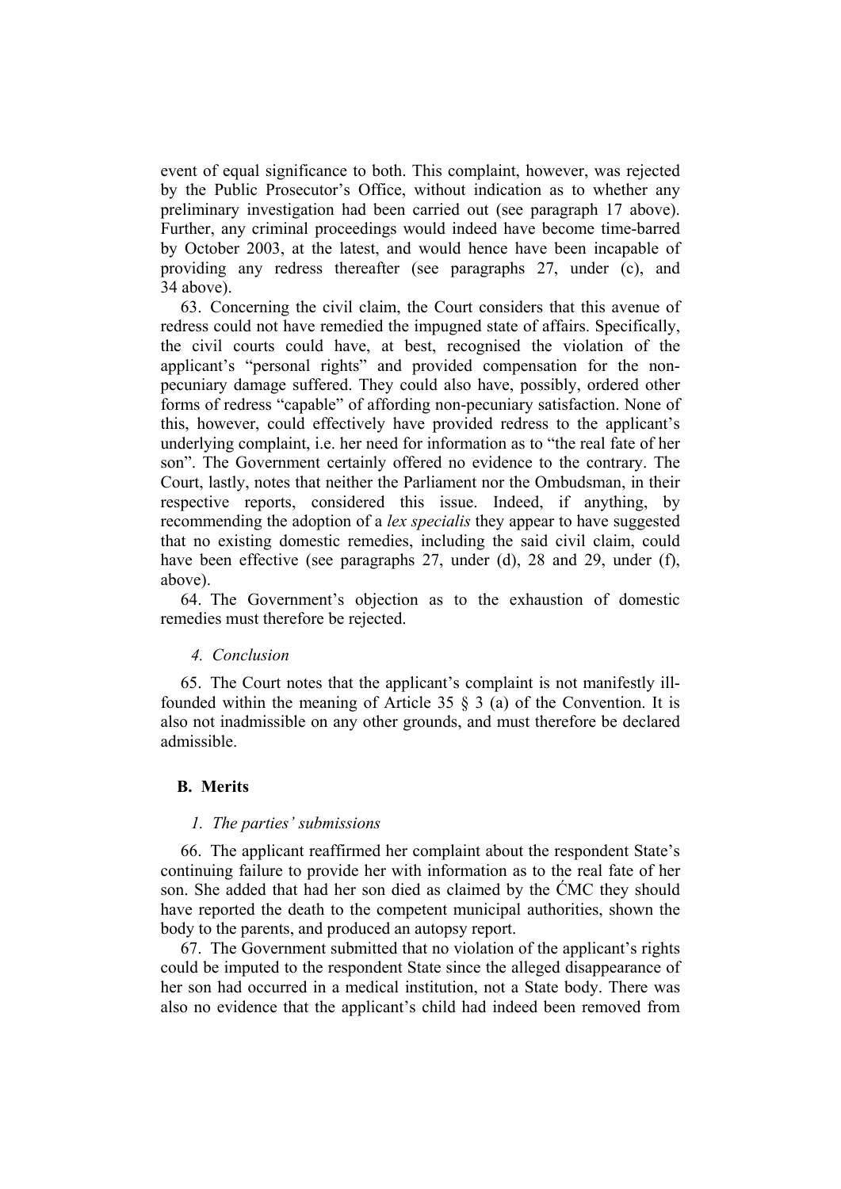event of equal significance to both. This complaint, however, was rejected by the Public Prosecutor's Office, without indication as to whether any preliminary investigation had been carried out (see paragraph 17 above). Further, any criminal proceedings would indeed have become time-barred by October 2003, at the latest, and would hence have been incapable of providing any redress thereafter (see paragraphs 27, under (c), and 34 above).

63. Concerning the civil claim, the Court considers that this avenue of redress could not have remedied the impugned state of affairs. Specifically, the civil courts could have, at best, recognised the violation of the applicant's "personal rights" and provided compensation for the non-pecuniary damage suffered. They could also have, possibly, ordered other forms of redress "capable" of affording non-pecuniary satisfaction. None of this, however, could effectively have provided redress to the applicant's underlying complaint, i.e. her need for information as to "the real fate of her son". The Government certainly offered no evidence to the contrary. The Court, lastly, notes that neither the Parliament nor the Ombudsman, in their respective reports, considered this issue. Indeed, if anything, by recommending the adoption of a *lex specialis* they appear to have suggested that no existing domestic remedies, including the said civil claim, could have been effective (see paragraphs 27, under (d), 28 and 29, under (f), above).

64. The Government's objection as to the exhaustion of domestic remedies must therefore be rejected.

#### *4. Conclusion*

65. The Court notes that the applicant's complaint is not manifestly ill-founded within the meaning of Article 35 § 3 (a) of the Convention. It is also not inadmissible on any other grounds, and must therefore be declared admissible.

### B. Merits

#### *1. The parties' submissions*

66. The applicant reaffirmed her complaint about the respondent State's continuing failure to provide her with information as to the real fate of her son. She added that had her son died as claimed by the ĆMC they should have reported the death to the competent municipal authorities, shown the body to the parents, and produced an autopsy report.

67. The Government submitted that no violation of the applicant's rights could be imputed to the respondent State since the alleged disappearance of her son had occurred in a medical institution, not a State body. There was also no evidence that the applicant's child had indeed been removed from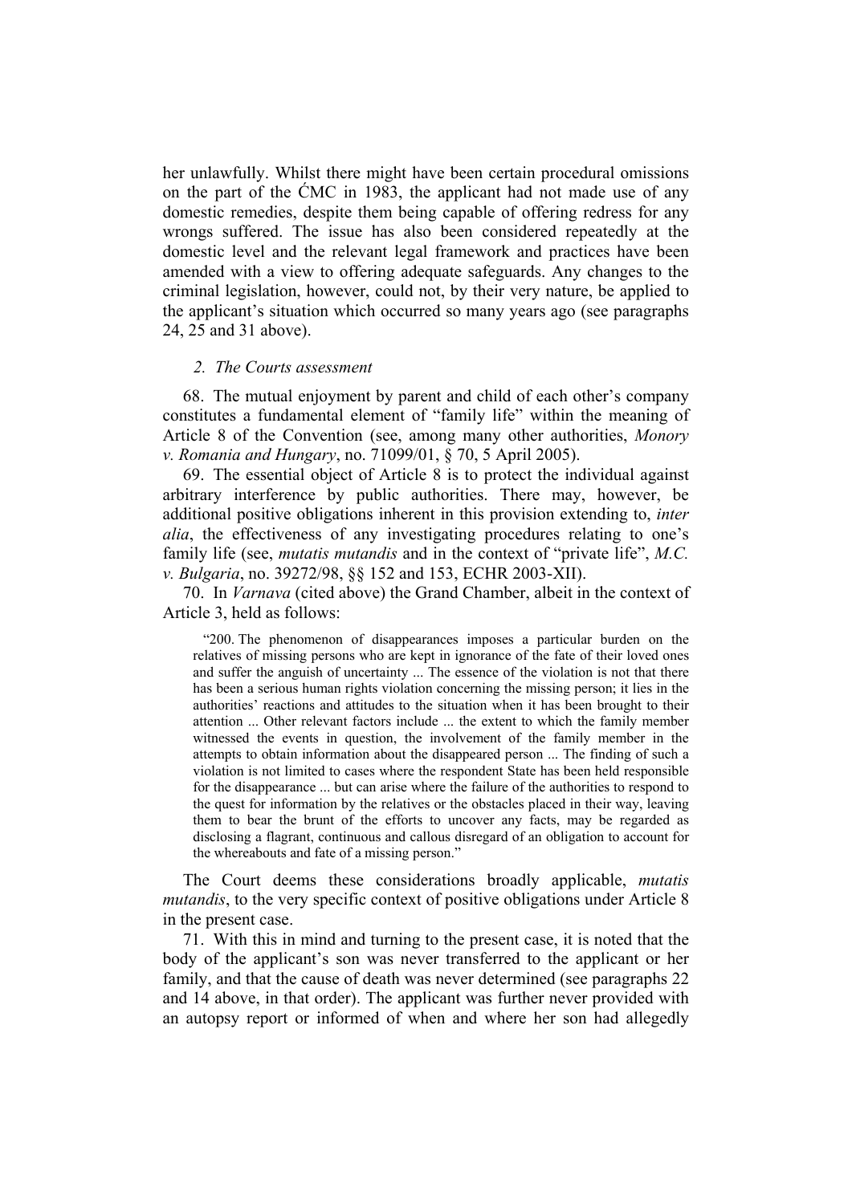her unlawfully. Whilst there might have been certain procedural omissions on the part of the ĆMC in 1983, the applicant had not made use of any domestic remedies, despite them being capable of offering redress for any wrongs suffered. The issue has also been considered repeatedly at the domestic level and the relevant legal framework and practices have been amended with a view to offering adequate safeguards. Any changes to the criminal legislation, however, could not, by their very nature, be applied to the applicant's situation which occurred so many years ago (see paragraphs 24, 25 and 31 above).

### *2. The Courts assessment*

68. The mutual enjoyment by parent and child of each other's company constitutes a fundamental element of "family life" within the meaning of Article 8 of the Convention (see, among many other authorities, *Monory v. Romania and Hungary*, no. 71099/01, § 70, 5 April 2005).

69. The essential object of Article 8 is to protect the individual against arbitrary interference by public authorities. There may, however, be additional positive obligations inherent in this provision extending to, *inter alia*, the effectiveness of any investigating procedures relating to one's family life (see, *mutatis mutandis* and in the context of "private life", *M.C. v. Bulgaria*, no. 39272/98, §§ 152 and 153, ECHR 2003-XII).

70. In *Varnava* (cited above) the Grand Chamber, albeit in the context of Article 3, held as follows:

> "200. The phenomenon of disappearances imposes a particular burden on the relatives of missing persons who are kept in ignorance of the fate of their loved ones and suffer the anguish of uncertainty ... The essence of the violation is not that there has been a serious human rights violation concerning the missing person; it lies in the authorities' reactions and attitudes to the situation when it has been brought to their attention ... Other relevant factors include ... the extent to which the family member witnessed the events in question, the involvement of the family member in the attempts to obtain information about the disappeared person ... The finding of such a violation is not limited to cases where the respondent State has been held responsible for the disappearance ... but can arise where the failure of the authorities to respond to the quest for information by the relatives or the obstacles placed in their way, leaving them to bear the brunt of the efforts to uncover any facts, may be regarded as disclosing a flagrant, continuous and callous disregard of an obligation to account for the whereabouts and fate of a missing person."

The Court deems these considerations broadly applicable, *mutatis mutandis*, to the very specific context of positive obligations under Article 8 in the present case.

71. With this in mind and turning to the present case, it is noted that the body of the applicant's son was never transferred to the applicant or her family, and that the cause of death was never determined (see paragraphs 22 and 14 above, in that order). The applicant was further never provided with an autopsy report or informed of when and where her son had allegedly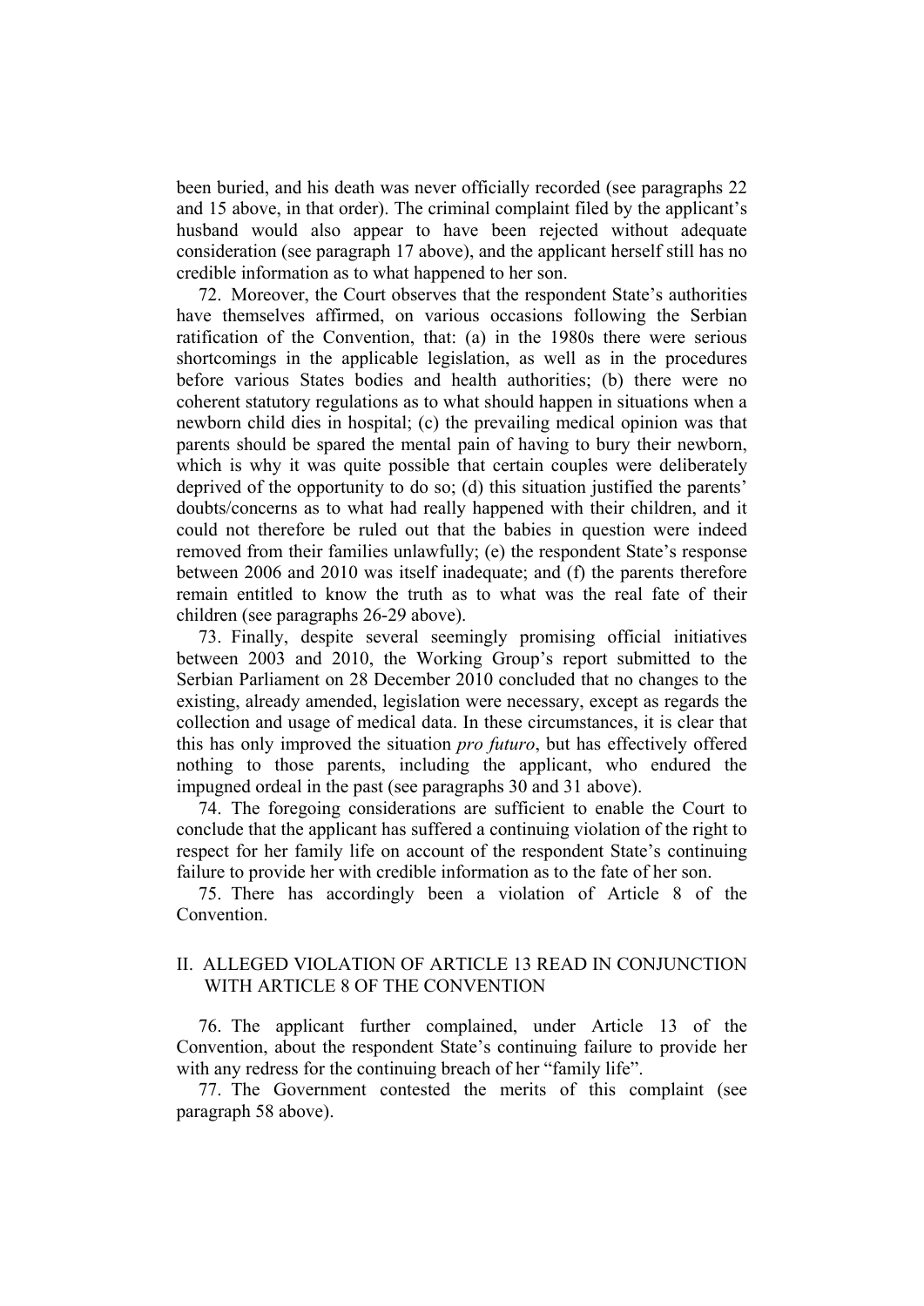been buried, and his death was never officially recorded (see paragraphs 22 and 15 above, in that order). The criminal complaint filed by the applicant's husband would also appear to have been rejected without adequate consideration (see paragraph 17 above), and the applicant herself still has no credible information as to what happened to her son.

72. Moreover, the Court observes that the respondent State's authorities have themselves affirmed, on various occasions following the Serbian ratification of the Convention, that: (a) in the 1980s there were serious shortcomings in the applicable legislation, as well as in the procedures before various States bodies and health authorities; (b) there were no coherent statutory regulations as to what should happen in situations when a newborn child dies in hospital; (c) the prevailing medical opinion was that parents should be spared the mental pain of having to bury their newborn, which is why it was quite possible that certain couples were deliberately deprived of the opportunity to do so; (d) this situation justified the parents' doubts/concerns as to what had really happened with their children, and it could not therefore be ruled out that the babies in question were indeed removed from their families unlawfully; (e) the respondent State's response between 2006 and 2010 was itself inadequate; and (f) the parents therefore remain entitled to know the truth as to what was the real fate of their children (see paragraphs 26-29 above).

73. Finally, despite several seemingly promising official initiatives between 2003 and 2010, the Working Group's report submitted to the Serbian Parliament on 28 December 2010 concluded that no changes to the existing, already amended, legislation were necessary, except as regards the collection and usage of medical data. In these circumstances, it is clear that this has only improved the situation *pro futuro*, but has effectively offered nothing to those parents, including the applicant, who endured the impugned ordeal in the past (see paragraphs 30 and 31 above).

74. The foregoing considerations are sufficient to enable the Court to conclude that the applicant has suffered a continuing violation of the right to respect for her family life on account of the respondent State's continuing failure to provide her with credible information as to the fate of her son.

75. There has accordingly been a violation of Article 8 of the Convention.

## II. ALLEGED VIOLATION OF ARTICLE 13 READ IN CONJUNCTION WITH ARTICLE 8 OF THE CONVENTION

76. The applicant further complained, under Article 13 of the Convention, about the respondent State's continuing failure to provide her with any redress for the continuing breach of her "family life".

77. The Government contested the merits of this complaint (see paragraph 58 above).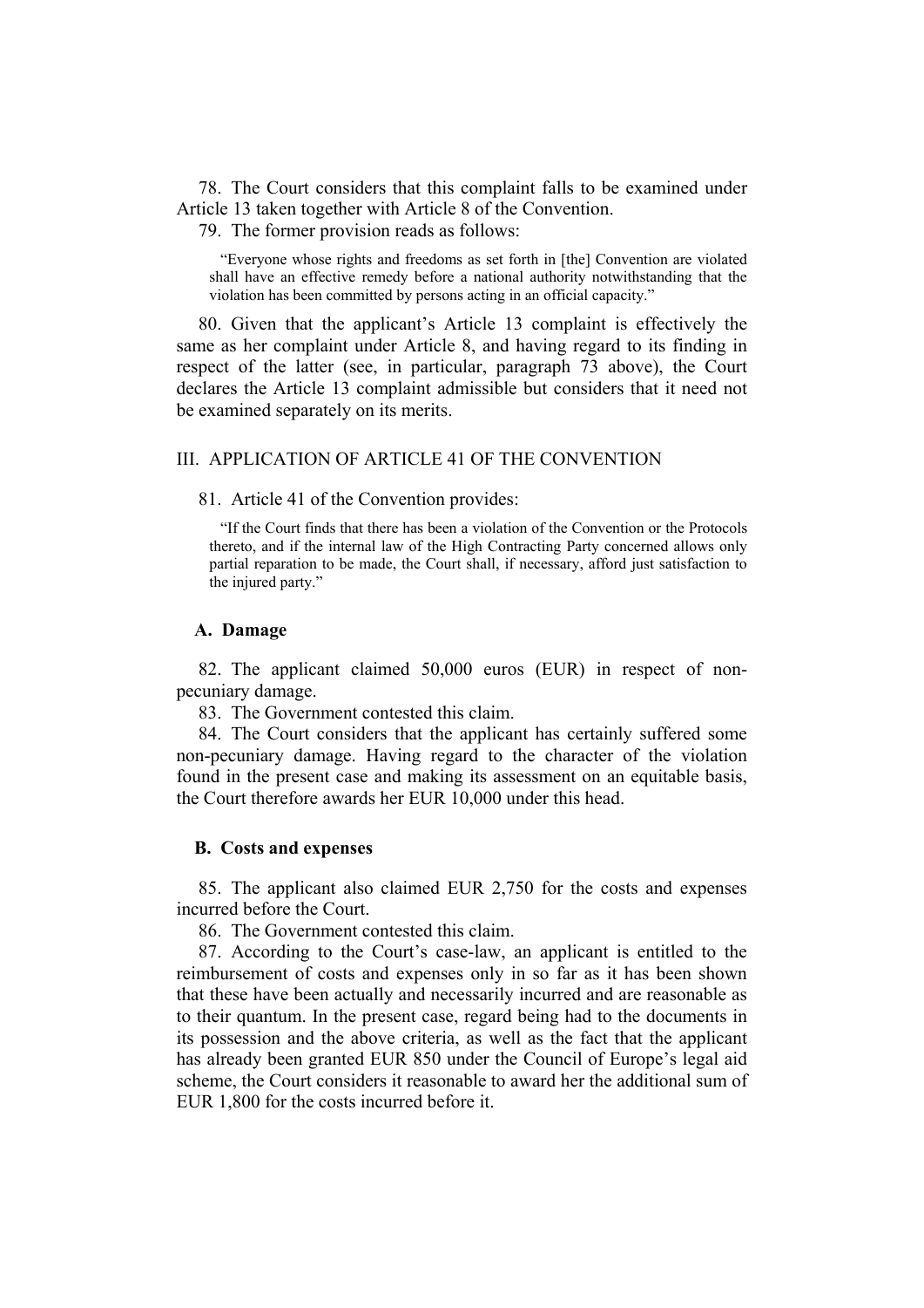78. The Court considers that this complaint falls to be examined under Article 13 taken together with Article 8 of the Convention.

79. The former provision reads as follows:

> "Everyone whose rights and freedoms as set forth in [the] Convention are violated shall have an effective remedy before a national authority notwithstanding that the violation has been committed by persons acting in an official capacity."

80. Given that the applicant's Article 13 complaint is effectively the same as her complaint under Article 8, and having regard to its finding in respect of the latter (see, in particular, paragraph 73 above), the Court declares the Article 13 complaint admissible but considers that it need not be examined separately on its merits.

## III. APPLICATION OF ARTICLE 41 OF THE CONVENTION

81. Article 41 of the Convention provides:

> "If the Court finds that there has been a violation of the Convention or the Protocols thereto, and if the internal law of the High Contracting Party concerned allows only partial reparation to be made, the Court shall, if necessary, afford just satisfaction to the injured party."

### A. Damage

82. The applicant claimed 50,000 euros (EUR) in respect of non-pecuniary damage.

83. The Government contested this claim.

84. The Court considers that the applicant has certainly suffered some non-pecuniary damage. Having regard to the character of the violation found in the present case and making its assessment on an equitable basis, the Court therefore awards her EUR 10,000 under this head.

### B. Costs and expenses

85. The applicant also claimed EUR 2,750 for the costs and expenses incurred before the Court.

86. The Government contested this claim.

87. According to the Court's case-law, an applicant is entitled to the reimbursement of costs and expenses only in so far as it has been shown that these have been actually and necessarily incurred and are reasonable as to their quantum. In the present case, regard being had to the documents in its possession and the above criteria, as well as the fact that the applicant has already been granted EUR 850 under the Council of Europe's legal aid scheme, the Court considers it reasonable to award her the additional sum of EUR 1,800 for the costs incurred before it.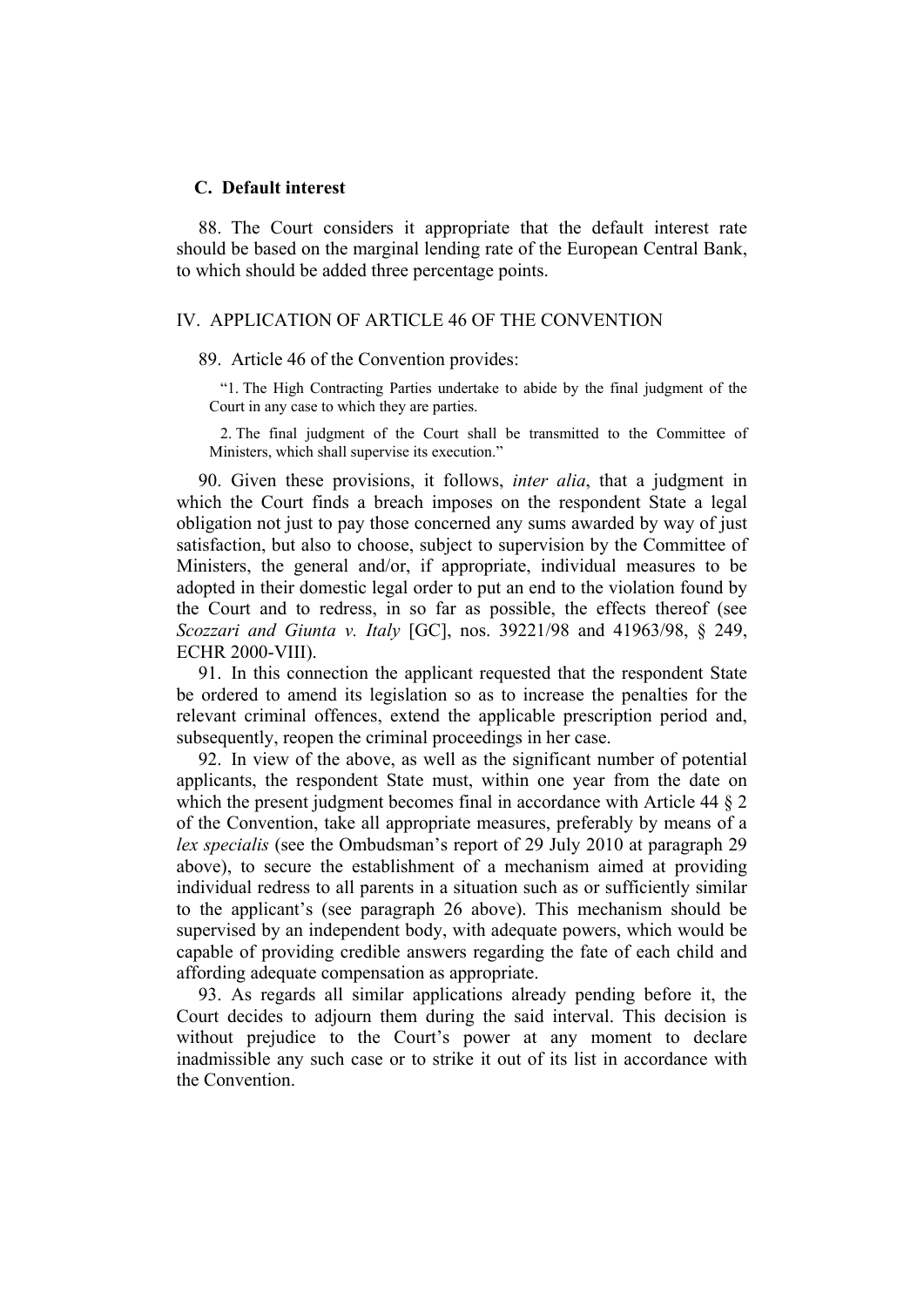### C. Default interest

88. The Court considers it appropriate that the default interest rate should be based on the marginal lending rate of the European Central Bank, to which should be added three percentage points.

## IV. APPLICATION OF ARTICLE 46 OF THE CONVENTION

89. Article 46 of the Convention provides:

> "1. The High Contracting Parties undertake to abide by the final judgment of the Court in any case to which they are parties.
>
> 2. The final judgment of the Court shall be transmitted to the Committee of Ministers, which shall supervise its execution."

90. Given these provisions, it follows, *inter alia*, that a judgment in which the Court finds a breach imposes on the respondent State a legal obligation not just to pay those concerned any sums awarded by way of just satisfaction, but also to choose, subject to supervision by the Committee of Ministers, the general and/or, if appropriate, individual measures to be adopted in their domestic legal order to put an end to the violation found by the Court and to redress, in so far as possible, the effects thereof (see *Scozzari and Giunta v. Italy* [GC], nos. 39221/98 and 41963/98, § 249, ECHR 2000-VIII).

91. In this connection the applicant requested that the respondent State be ordered to amend its legislation so as to increase the penalties for the relevant criminal offences, extend the applicable prescription period and, subsequently, reopen the criminal proceedings in her case.

92. In view of the above, as well as the significant number of potential applicants, the respondent State must, within one year from the date on which the present judgment becomes final in accordance with Article 44 § 2 of the Convention, take all appropriate measures, preferably by means of a *lex specialis* (see the Ombudsman's report of 29 July 2010 at paragraph 29 above), to secure the establishment of a mechanism aimed at providing individual redress to all parents in a situation such as or sufficiently similar to the applicant's (see paragraph 26 above). This mechanism should be supervised by an independent body, with adequate powers, which would be capable of providing credible answers regarding the fate of each child and affording adequate compensation as appropriate.

93. As regards all similar applications already pending before it, the Court decides to adjourn them during the said interval. This decision is without prejudice to the Court's power at any moment to declare inadmissible any such case or to strike it out of its list in accordance with the Convention.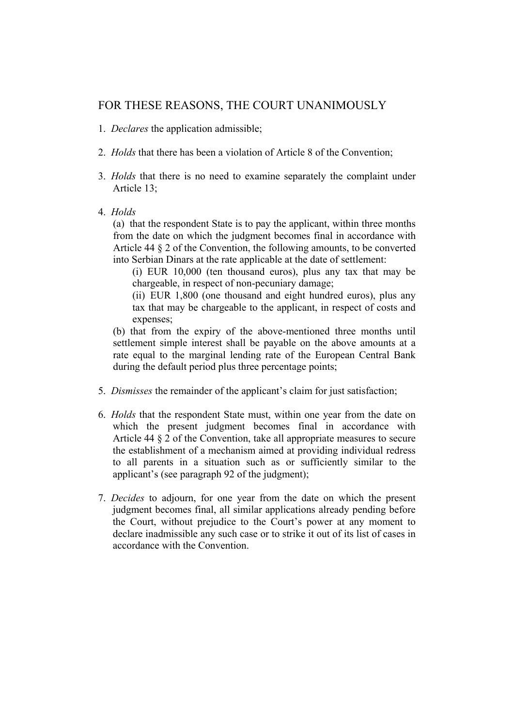## FOR THESE REASONS, THE COURT UNANIMOUSLY

1. *Declares* the application admissible;

2. *Holds* that there has been a violation of Article 8 of the Convention;

3. *Holds* that there is no need to examine separately the complaint under Article 13;

4. *Holds*

   (a) that the respondent State is to pay the applicant, within three months from the date on which the judgment becomes final in accordance with Article 44 § 2 of the Convention, the following amounts, to be converted into Serbian Dinars at the rate applicable at the date of settlement:

      (i) EUR 10,000 (ten thousand euros), plus any tax that may be chargeable, in respect of non-pecuniary damage;

      (ii) EUR 1,800 (one thousand and eight hundred euros), plus any tax that may be chargeable to the applicant, in respect of costs and expenses;

   (b) that from the expiry of the above-mentioned three months until settlement simple interest shall be payable on the above amounts at a rate equal to the marginal lending rate of the European Central Bank during the default period plus three percentage points;

5. *Dismisses* the remainder of the applicant's claim for just satisfaction;

6. *Holds* that the respondent State must, within one year from the date on which the present judgment becomes final in accordance with Article 44 § 2 of the Convention, take all appropriate measures to secure the establishment of a mechanism aimed at providing individual redress to all parents in a situation such as or sufficiently similar to the applicant's (see paragraph 92 of the judgment);

7. *Decides* to adjourn, for one year from the date on which the present judgment becomes final, all similar applications already pending before the Court, without prejudice to the Court's power at any moment to declare inadmissible any such case or to strike it out of its list of cases in accordance with the Convention.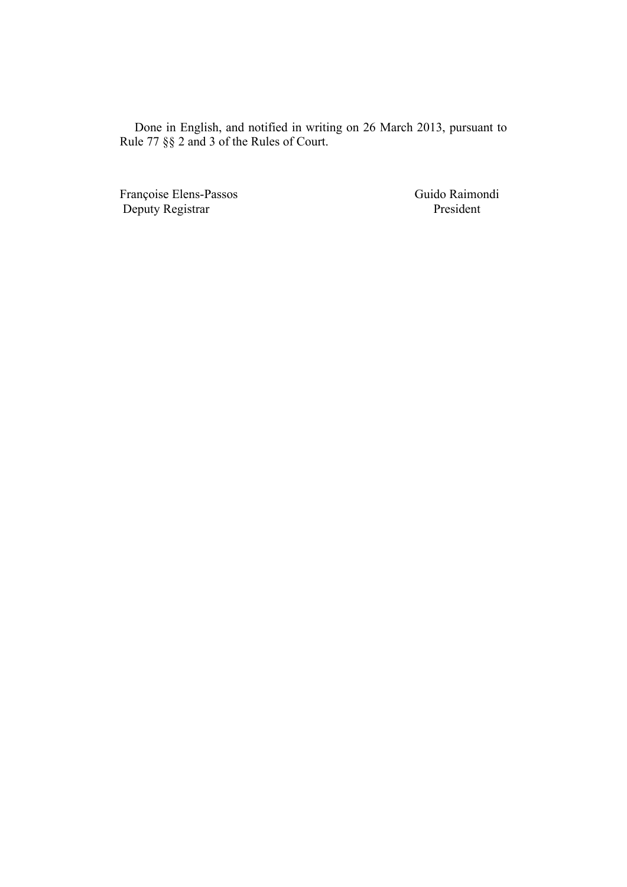Done in English, and notified in writing on 26 March 2013, pursuant to Rule 77 §§ 2 and 3 of the Rules of Court.

| | |
|---|---|
| Françoise Elens-Passos | Guido Raimondi |
| Deputy Registrar | President |